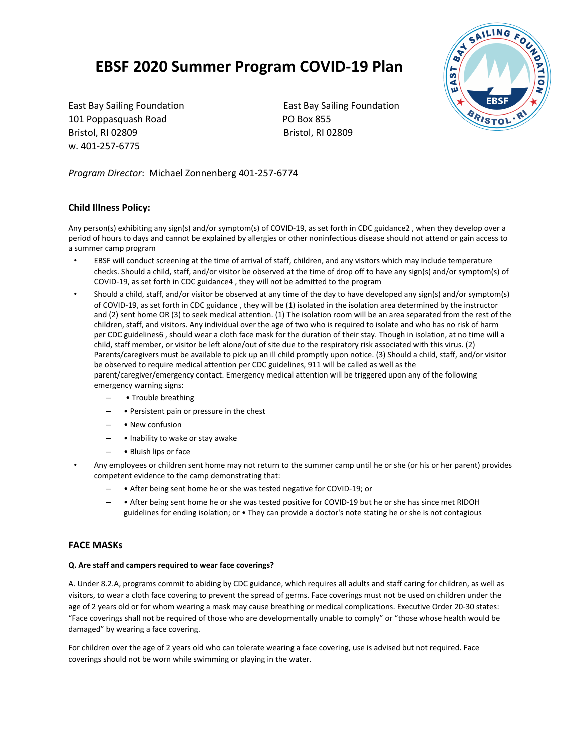# EBSF 2020 Summer Program COVID-19 Plan

East Bay Sailing Foundation
101 Poppasquash Road
Bristol, RI 02809
w. 401-257-6775

East Bay Sailing Foundation
PO Box 855
Bristol, RI 02809

*Program Director*: Michael Zonnenberg 401-257-6774

### Child Illness Policy:

Any person(s) exhibiting any sign(s) and/or symptom(s) of COVID-19, as set forth in CDC guidance2 , when they develop over a period of hours to days and cannot be explained by allergies or other noninfectious disease should not attend or gain access to a summer camp program

- EBSF will conduct screening at the time of arrival of staff, children, and any visitors which may include temperature checks. Should a child, staff, and/or visitor be observed at the time of drop off to have any sign(s) and/or symptom(s) of COVID-19, as set forth in CDC guidance4 , they will not be admitted to the program
- Should a child, staff, and/or visitor be observed at any time of the day to have developed any sign(s) and/or symptom(s) of COVID-19, as set forth in CDC guidance , they will be (1) isolated in the isolation area determined by the instructor and (2) sent home OR (3) to seek medical attention. (1) The isolation room will be an area separated from the rest of the children, staff, and visitors. Any individual over the age of two who is required to isolate and who has no risk of harm per CDC guidelines6 , should wear a cloth face mask for the duration of their stay. Though in isolation, at no time will a child, staff member, or visitor be left alone/out of site due to the respiratory risk associated with this virus. (2) Parents/caregivers must be available to pick up an ill child promptly upon notice. (3) Should a child, staff, and/or visitor be observed to require medical attention per CDC guidelines, 911 will be called as well as the parent/caregiver/emergency contact. Emergency medical attention will be triggered upon any of the following emergency warning signs:
  - • Trouble breathing
  - • Persistent pain or pressure in the chest
  - • New confusion
  - • Inability to wake or stay awake
  - • Bluish lips or face
- Any employees or children sent home may not return to the summer camp until he or she (or his or her parent) provides competent evidence to the camp demonstrating that:
  - • After being sent home he or she was tested negative for COVID-19; or
  - • After being sent home he or she was tested positive for COVID-19 but he or she has since met RIDOH guidelines for ending isolation; or • They can provide a doctor's note stating he or she is not contagious

### FACE MASKs

**Q. Are staff and campers required to wear face coverings?**

A. Under 8.2.A, programs commit to abiding by CDC guidance, which requires all adults and staff caring for children, as well as visitors, to wear a cloth face covering to prevent the spread of germs. Face coverings must not be used on children under the age of 2 years old or for whom wearing a mask may cause breathing or medical complications. Executive Order 20-30 states: "Face coverings shall not be required of those who are developmentally unable to comply" or "those whose health would be damaged" by wearing a face covering.

For children over the age of 2 years old who can tolerate wearing a face covering, use is advised but not required. Face coverings should not be worn while swimming or playing in the water.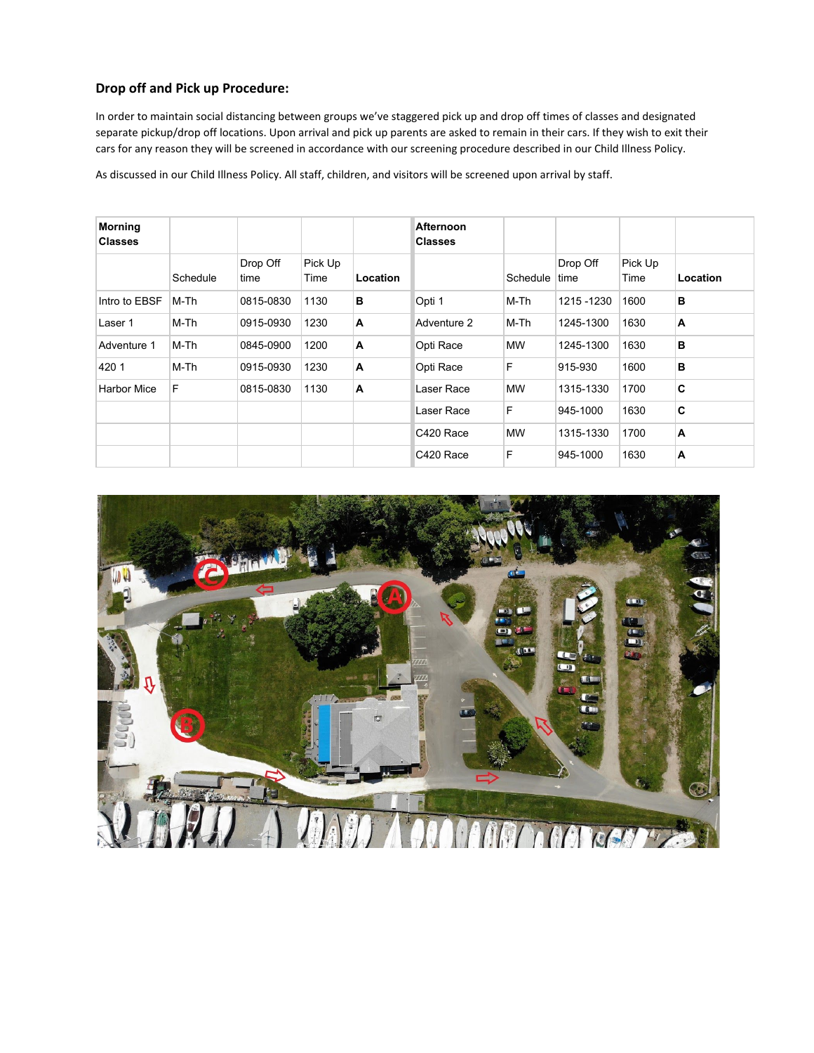## Drop off and Pick up Procedure:

In order to maintain social distancing between groups we've staggered pick up and drop off times of classes and designated separate pickup/drop off locations. Upon arrival and pick up parents are asked to remain in their cars. If they wish to exit their cars for any reason they will be screened in accordance with our screening procedure described in our Child Illness Policy.

As discussed in our Child Illness Policy. All staff, children, and visitors will be screened upon arrival by staff.

| **Morning Classes** | | | | | **Afternoon Classes** | | | | |
|---|---|---|---|---|---|---|---|---|---|
| | Schedule | Drop Off time | Pick Up Time | **Location** | | Schedule | Drop Off time | Pick Up Time | **Location** |
| Intro to EBSF | M-Th | 0815-0830 | 1130 | **B** | Opti 1 | M-Th | 1215 -1230 | 1600 | **B** |
| Laser 1 | M-Th | 0915-0930 | 1230 | **A** | Adventure 2 | M-Th | 1245-1300 | 1630 | **A** |
| Adventure 1 | M-Th | 0845-0900 | 1200 | **A** | Opti Race | MW | 1245-1300 | 1630 | **B** |
| 420 1 | M-Th | 0915-0930 | 1230 | **A** | Opti Race | F | 915-930 | 1600 | **B** |
| Harbor Mice | F | 0815-0830 | 1130 | **A** | Laser Race | MW | 1315-1330 | 1700 | **C** |
| | | | | | Laser Race | F | 945-1000 | 1630 | **C** |
| | | | | | C420 Race | MW | 1315-1330 | 1700 | **A** |
| | | | | | C420 Race | F | 945-1000 | 1630 | **A** |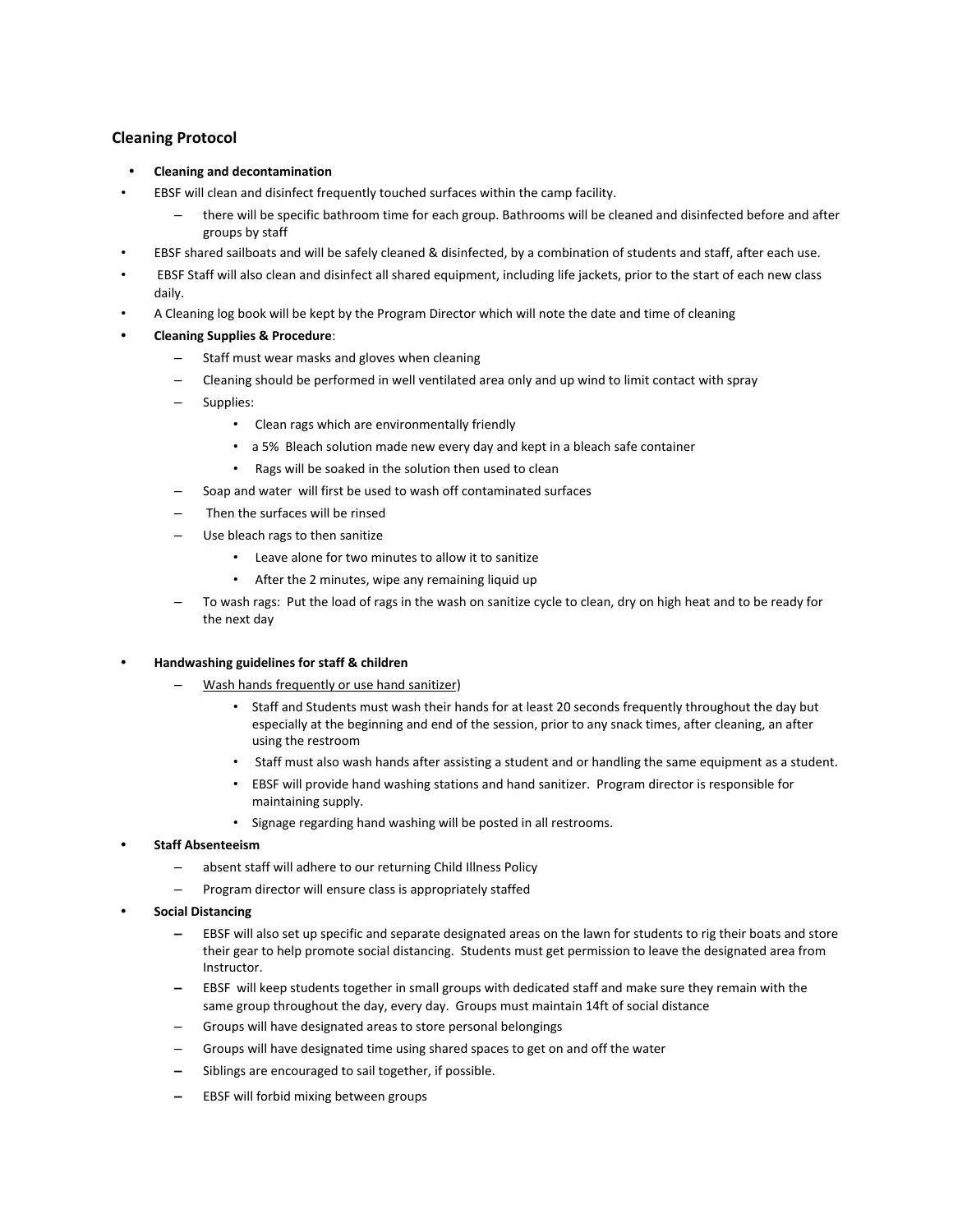## Cleaning Protocol

- **Cleaning and decontamination**
- EBSF will clean and disinfect frequently touched surfaces within the camp facility.
  - there will be specific bathroom time for each group. Bathrooms will be cleaned and disinfected before and after groups by staff
- EBSF shared sailboats and will be safely cleaned & disinfected, by a combination of students and staff, after each use.
- EBSF Staff will also clean and disinfect all shared equipment, including life jackets, prior to the start of each new class daily.
- A Cleaning log book will be kept by the Program Director which will note the date and time of cleaning
- **Cleaning Supplies & Procedure**:
  - Staff must wear masks and gloves when cleaning
  - Cleaning should be performed in well ventilated area only and up wind to limit contact with spray
  - Supplies:
    - Clean rags which are environmentally friendly
    - a 5% Bleach solution made new every day and kept in a bleach safe container
    - Rags will be soaked in the solution then used to clean
  - Soap and water will first be used to wash off contaminated surfaces
  - Then the surfaces will be rinsed
  - Use bleach rags to then sanitize
    - Leave alone for two minutes to allow it to sanitize
    - After the 2 minutes, wipe any remaining liquid up
  - To wash rags: Put the load of rags in the wash on sanitize cycle to clean, dry on high heat and to be ready for the next day

- **Handwashing guidelines for staff & children**
  - <u>Wash hands frequently or use hand sanitizer</u>)
    - Staff and Students must wash their hands for at least 20 seconds frequently throughout the day but especially at the beginning and end of the session, prior to any snack times, after cleaning, an after using the restroom
    - Staff must also wash hands after assisting a student and or handling the same equipment as a student.
    - EBSF will provide hand washing stations and hand sanitizer. Program director is responsible for maintaining supply.
    - Signage regarding hand washing will be posted in all restrooms.
- **Staff Absenteeism**
  - absent staff will adhere to our returning Child Illness Policy
  - Program director will ensure class is appropriately staffed
- **Social Distancing**
  - EBSF will also set up specific and separate designated areas on the lawn for students to rig their boats and store their gear to help promote social distancing. Students must get permission to leave the designated area from Instructor.
  - EBSF will keep students together in small groups with dedicated staff and make sure they remain with the same group throughout the day, every day. Groups must maintain 14ft of social distance
  - Groups will have designated areas to store personal belongings
  - Groups will have designated time using shared spaces to get on and off the water
  - Siblings are encouraged to sail together, if possible.
  - EBSF will forbid mixing between groups